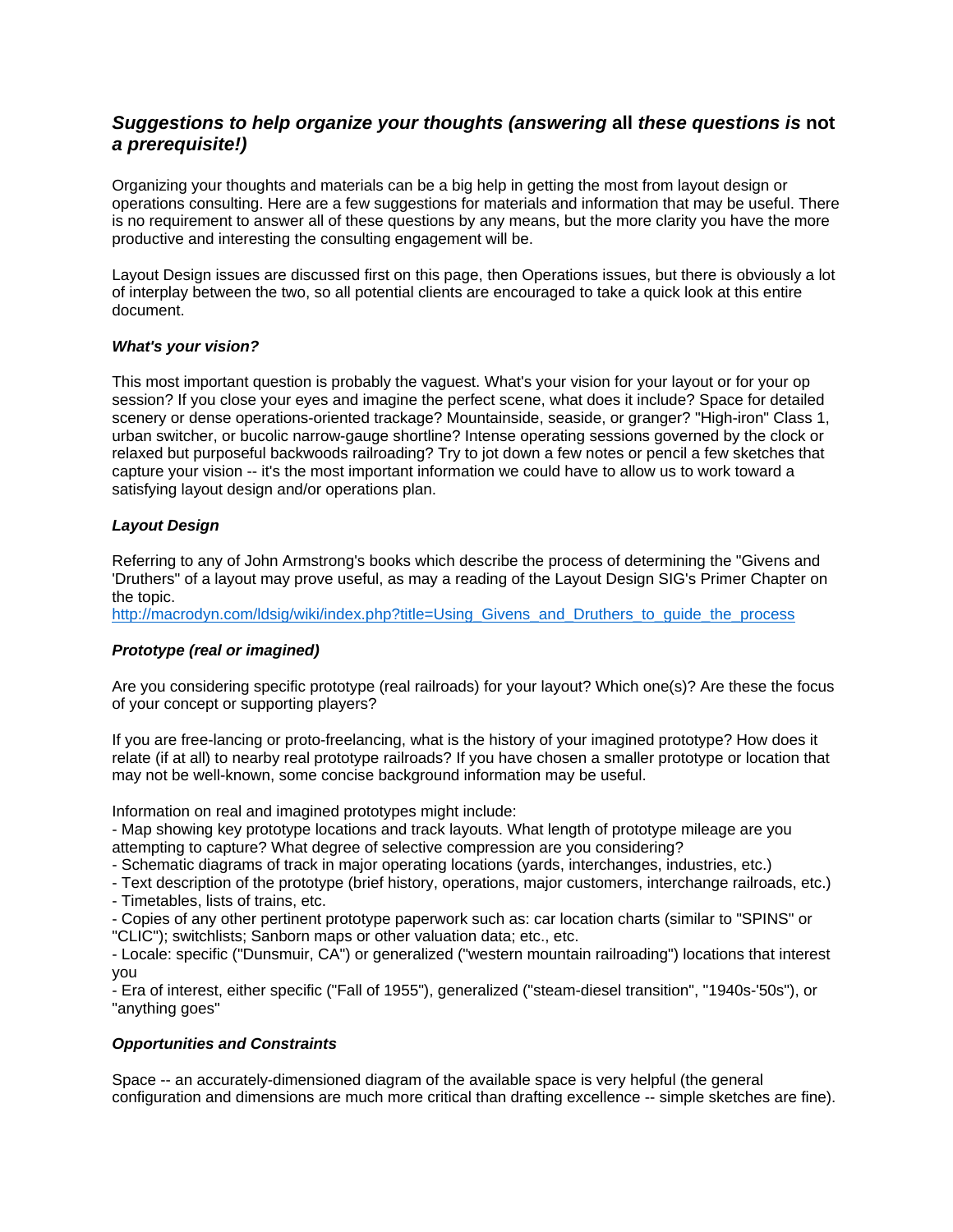## *Suggestions to help organize your thoughts (answering* **all** *these questions is* **not** *a prerequisite!)*

Organizing your thoughts and materials can be a big help in getting the most from layout design or operations consulting. Here are a few suggestions for materials and information that may be useful. There is no requirement to answer all of these questions by any means, but the more clarity you have the more productive and interesting the consulting engagement will be.

Layout Design issues are discussed first on this page, then Operations issues, but there is obviously a lot of interplay between the two, so all potential clients are encouraged to take a quick look at this entire document.

### *What's your vision?*

This most important question is probably the vaguest. What's your vision for your layout or for your op session? If you close your eyes and imagine the perfect scene, what does it include? Space for detailed scenery or dense operations-oriented trackage? Mountainside, seaside, or granger? "High-iron" Class 1, urban switcher, or bucolic narrow-gauge shortline? Intense operating sessions governed by the clock or relaxed but purposeful backwoods railroading? Try to jot down a few notes or pencil a few sketches that capture your vision -- it's the most important information we could have to allow us to work toward a satisfying layout design and/or operations plan.

### *Layout Design*

Referring to any of John Armstrong's books which describe the process of determining the "Givens and 'Druthers" of a layout may prove useful, as may a reading of the Layout Design SIG's Primer Chapter on the topic.
http://macrodyn.com/ldsig/wiki/index.php?title=Using_Givens_and_Druthers_to_guide_the_process

### *Prototype (real or imagined)*

Are you considering specific prototype (real railroads) for your layout? Which one(s)? Are these the focus of your concept or supporting players?

If you are free-lancing or proto-freelancing, what is the history of your imagined prototype? How does it relate (if at all) to nearby real prototype railroads? If you have chosen a smaller prototype or location that may not be well-known, some concise background information may be useful.

Information on real and imagined prototypes might include:
- Map showing key prototype locations and track layouts. What length of prototype mileage are you attempting to capture? What degree of selective compression are you considering?
- Schematic diagrams of track in major operating locations (yards, interchanges, industries, etc.)
- Text description of the prototype (brief history, operations, major customers, interchange railroads, etc.)
- Timetables, lists of trains, etc.
- Copies of any other pertinent prototype paperwork such as: car location charts (similar to "SPINS" or "CLIC"); switchlists; Sanborn maps or other valuation data; etc., etc.
- Locale: specific ("Dunsmuir, CA") or generalized ("western mountain railroading") locations that interest you
- Era of interest, either specific ("Fall of 1955"), generalized ("steam-diesel transition", "1940s-'50s"), or "anything goes"

### *Opportunities and Constraints*

Space -- an accurately-dimensioned diagram of the available space is very helpful (the general configuration and dimensions are much more critical than drafting excellence -- simple sketches are fine).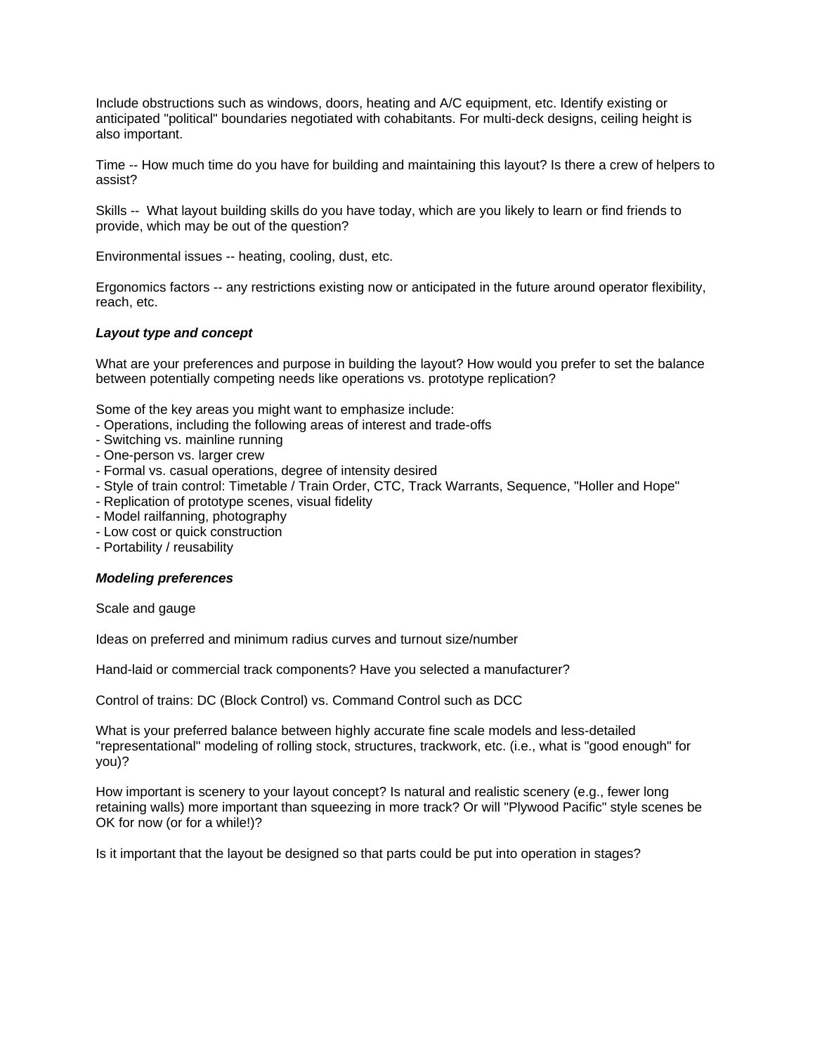Include obstructions such as windows, doors, heating and A/C equipment, etc. Identify existing or anticipated "political" boundaries negotiated with cohabitants. For multi-deck designs, ceiling height is also important.

Time -- How much time do you have for building and maintaining this layout? Is there a crew of helpers to assist?

Skills -- What layout building skills do you have today, which are you likely to learn or find friends to provide, which may be out of the question?

Environmental issues -- heating, cooling, dust, etc.

Ergonomics factors -- any restrictions existing now or anticipated in the future around operator flexibility, reach, etc.

***Layout type and concept***

What are your preferences and purpose in building the layout? How would you prefer to set the balance between potentially competing needs like operations vs. prototype replication?

Some of the key areas you might want to emphasize include:
- Operations, including the following areas of interest and trade-offs
- Switching vs. mainline running
- One-person vs. larger crew
- Formal vs. casual operations, degree of intensity desired
- Style of train control: Timetable / Train Order, CTC, Track Warrants, Sequence, "Holler and Hope"
- Replication of prototype scenes, visual fidelity
- Model railfanning, photography
- Low cost or quick construction
- Portability / reusability

***Modeling preferences***

Scale and gauge

Ideas on preferred and minimum radius curves and turnout size/number

Hand-laid or commercial track components? Have you selected a manufacturer?

Control of trains: DC (Block Control) vs. Command Control such as DCC

What is your preferred balance between highly accurate fine scale models and less-detailed "representational" modeling of rolling stock, structures, trackwork, etc. (i.e., what is "good enough" for you)?

How important is scenery to your layout concept? Is natural and realistic scenery (e.g., fewer long retaining walls) more important than squeezing in more track? Or will "Plywood Pacific" style scenes be OK for now (or for a while!)?

Is it important that the layout be designed so that parts could be put into operation in stages?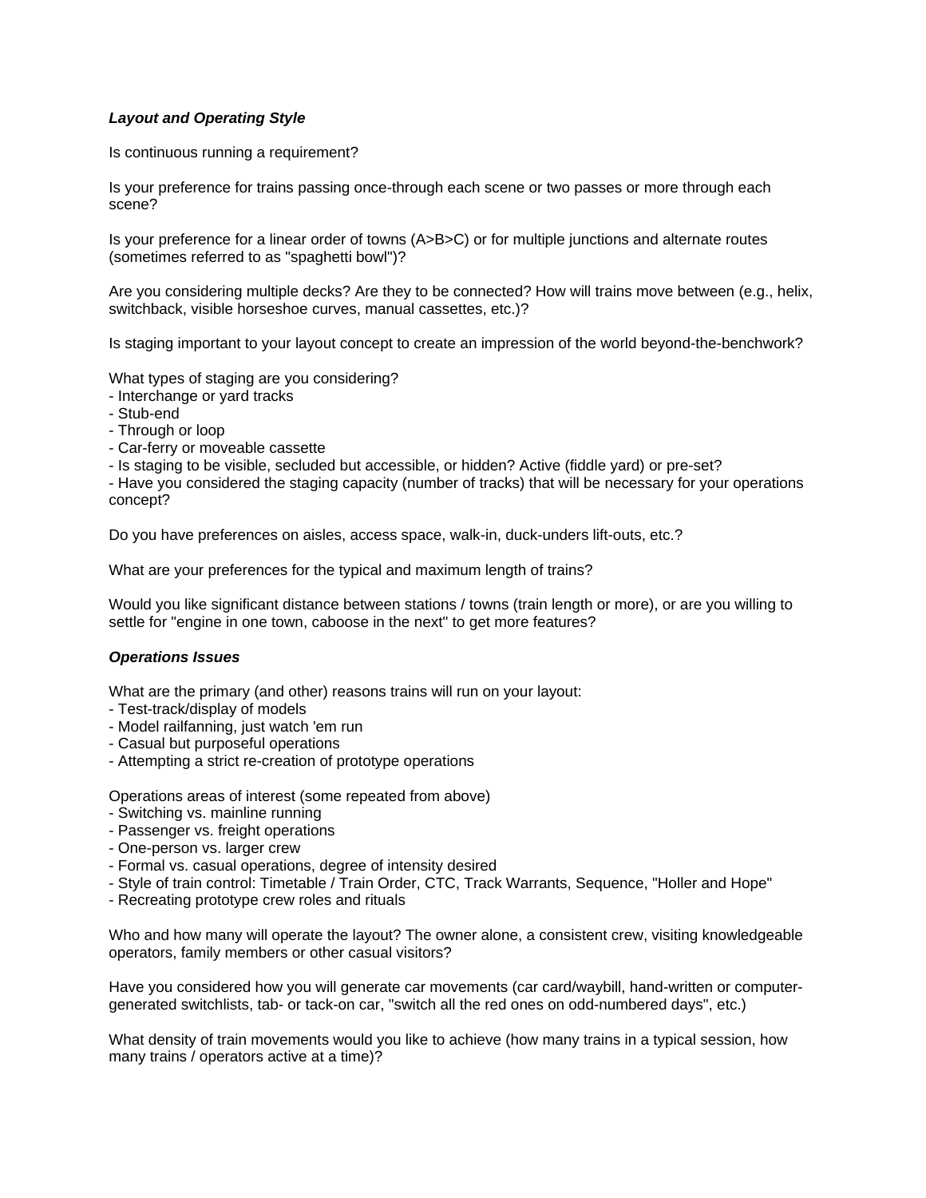***Layout and Operating Style***

Is continuous running a requirement?

Is your preference for trains passing once-through each scene or two passes or more through each scene?

Is your preference for a linear order of towns (A>B>C) or for multiple junctions and alternate routes (sometimes referred to as "spaghetti bowl")?

Are you considering multiple decks? Are they to be connected? How will trains move between (e.g., helix, switchback, visible horseshoe curves, manual cassettes, etc.)?

Is staging important to your layout concept to create an impression of the world beyond-the-benchwork?

What types of staging are you considering?
- Interchange or yard tracks
- Stub-end
- Through or loop
- Car-ferry or moveable cassette
- Is staging to be visible, secluded but accessible, or hidden? Active (fiddle yard) or pre-set?
- Have you considered the staging capacity (number of tracks) that will be necessary for your operations concept?

Do you have preferences on aisles, access space, walk-in, duck-unders lift-outs, etc.?

What are your preferences for the typical and maximum length of trains?

Would you like significant distance between stations / towns (train length or more), or are you willing to settle for "engine in one town, caboose in the next" to get more features?

***Operations Issues***

What are the primary (and other) reasons trains will run on your layout:
- Test-track/display of models
- Model railfanning, just watch 'em run
- Casual but purposeful operations
- Attempting a strict re-creation of prototype operations

Operations areas of interest (some repeated from above)
- Switching vs. mainline running
- Passenger vs. freight operations
- One-person vs. larger crew
- Formal vs. casual operations, degree of intensity desired
- Style of train control: Timetable / Train Order, CTC, Track Warrants, Sequence, "Holler and Hope"
- Recreating prototype crew roles and rituals

Who and how many will operate the layout? The owner alone, a consistent crew, visiting knowledgeable operators, family members or other casual visitors?

Have you considered how you will generate car movements (car card/waybill, hand-written or computer-generated switchlists, tab- or tack-on car, "switch all the red ones on odd-numbered days", etc.)

What density of train movements would you like to achieve (how many trains in a typical session, how many trains / operators active at a time)?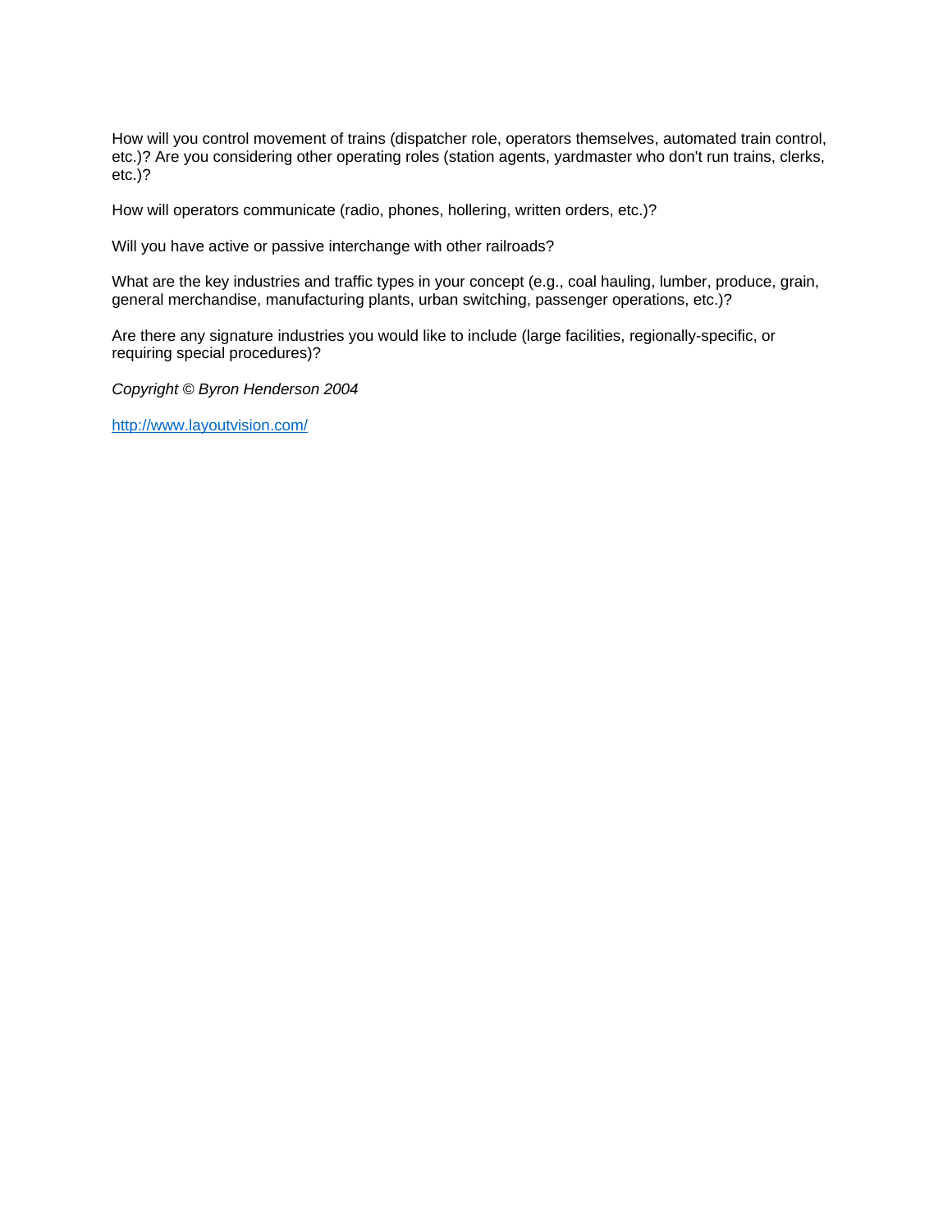How will you control movement of trains (dispatcher role, operators themselves, automated train control, etc.)? Are you considering other operating roles (station agents, yardmaster who don't run trains, clerks, etc.)?

How will operators communicate (radio, phones, hollering, written orders, etc.)?

Will you have active or passive interchange with other railroads?

What are the key industries and traffic types in your concept (e.g., coal hauling, lumber, produce, grain, general merchandise, manufacturing plants, urban switching, passenger operations, etc.)?

Are there any signature industries you would like to include (large facilities, regionally-specific, or requiring special procedures)?

*Copyright © Byron Henderson 2004*

[http://www.layoutvision.com/](http://www.layoutvision.com/)